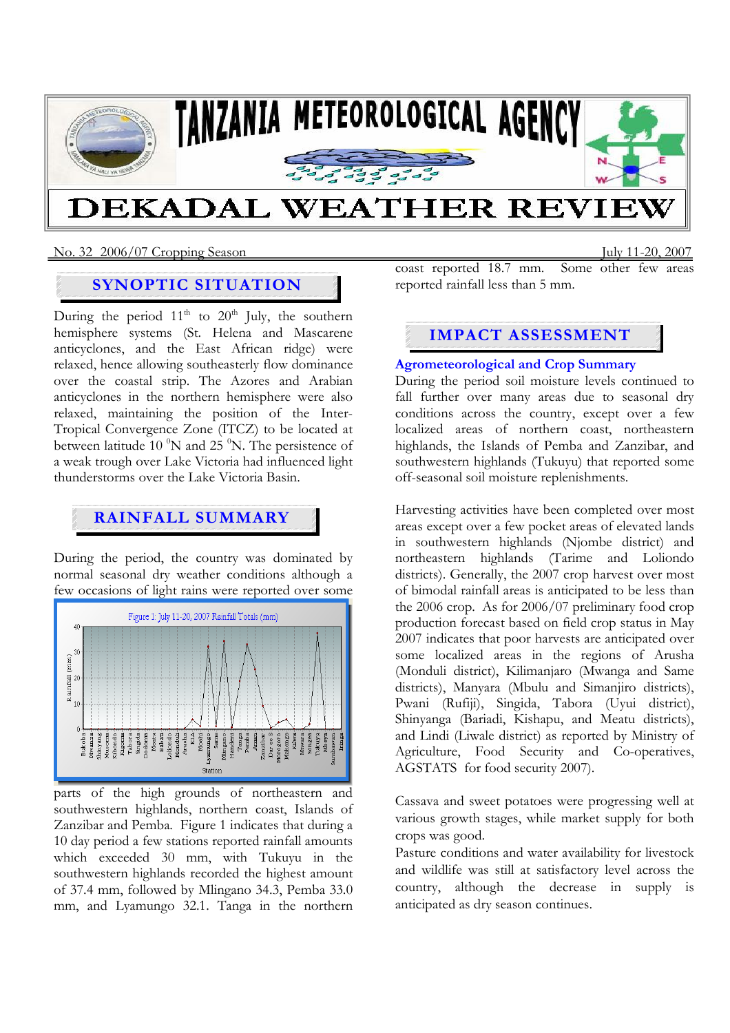# TANZANIA METEOROLOGICAL AGENCY

# DEKADAL WEATHER REVIEW

No. 32 2006/07 Cropping Season July 11-20, 2007

## SYNOPTIC SITUATION

During the period 11th to 20th July, the southern hemisphere systems (St. Helena and Mascarene anticyclones, and the East African ridge) were relaxed, hence allowing southeasterly flow dominance over the coastal strip. The Azores and Arabian anticyclones in the northern hemisphere were also relaxed, maintaining the position of the Inter-Tropical Convergence Zone (ITCZ) to be located at between latitude 10 $^0$N and 25 $^0$N. The persistence of a weak trough over Lake Victoria had influenced light thunderstorms over the Lake Victoria Basin.

## RAINFALL SUMMARY

During the period, the country was dominated by normal seasonal dry weather conditions although a few occasions of light rains were reported over some parts of the high grounds of northeastern and southwestern highlands, northern coast, Islands of Zanzibar and Pemba. Figure 1 indicates that during a 10 day period a few stations reported rainfall amounts which exceeded 30 mm, with Tukuyu in the southwestern highlands recorded the highest amount of 37.4 mm, followed by Mlingano 34.3, Pemba 33.0 mm, and Lyamungo 32.1. Tanga in the northern coast reported 18.7 mm. Some other few areas reported rainfall less than 5 mm.

Figure 1: July 11-20, 2007 Rainfall Totals (mm)

## IMPACT ASSESSMENT

### Agrometeorological and Crop Summary

During the period soil moisture levels continued to fall further over many areas due to seasonal dry conditions across the country, except over a few localized areas of northern coast, northeastern highlands, the Islands of Pemba and Zanzibar, and southwestern highlands (Tukuyu) that reported some off-seasonal soil moisture replenishments.

Harvesting activities have been completed over most areas except over a few pocket areas of elevated lands in southwestern highlands (Njombe district) and northeastern highlands (Tarime and Loliondo districts). Generally, the 2007 crop harvest over most of bimodal rainfall areas is anticipated to be less than the 2006 crop. As for 2006/07 preliminary food crop production forecast based on field crop status in May 2007 indicates that poor harvests are anticipated over some localized areas in the regions of Arusha (Monduli district), Kilimanjaro (Mwanga and Same districts), Manyara (Mbulu and Simanjiro districts), Pwani (Rufiji), Singida, Tabora (Uyui district), Shinyanga (Bariadi, Kishapu, and Meatu districts), and Lindi (Liwale district) as reported by Ministry of Agriculture, Food Security and Co-operatives, AGSTATS for food security 2007).

Cassava and sweet potatoes were progressing well at various growth stages, while market supply for both crops was good.

Pasture conditions and water availability for livestock and wildlife was still at satisfactory level across the country, although the decrease in supply is anticipated as dry season continues.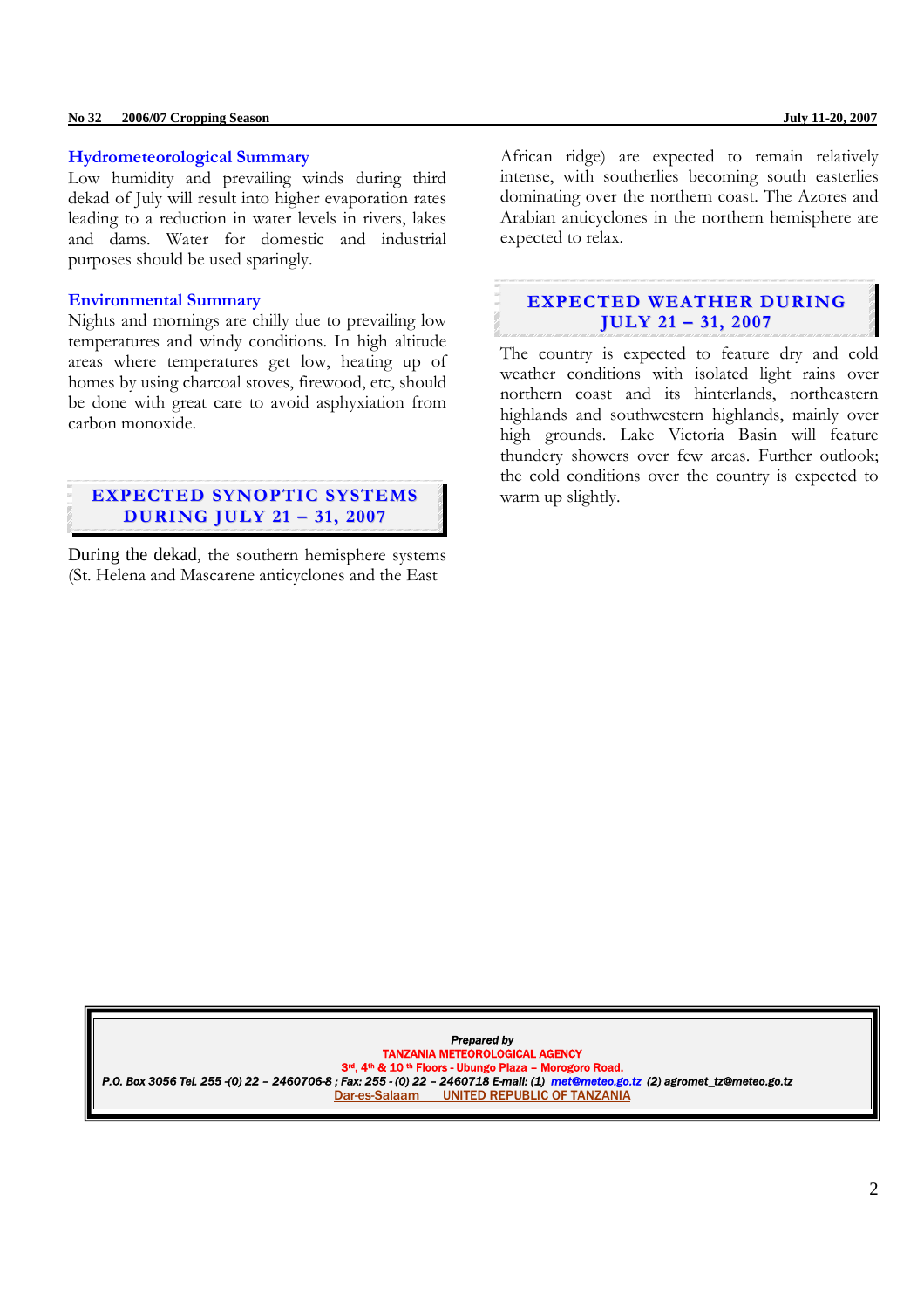## Hydrometeorological Summary

Low humidity and prevailing winds during third dekad of July will result into higher evaporation rates leading to a reduction in water levels in rivers, lakes and dams. Water for domestic and industrial purposes should be used sparingly.

## Environmental Summary

Nights and mornings are chilly due to prevailing low temperatures and windy conditions. In high altitude areas where temperatures get low, heating up of homes by using charcoal stoves, firewood, etc, should be done with great care to avoid asphyxiation from carbon monoxide.

## EXPECTED SYNOPTIC SYSTEMS DURING JULY 21 – 31, 2007

During the dekad, the southern hemisphere systems (St. Helena and Mascarene anticyclones and the East African ridge) are expected to remain relatively intense, with southerlies becoming south easterlies dominating over the northern coast. The Azores and Arabian anticyclones in the northern hemisphere are expected to relax.

## EXPECTED WEATHER DURING JULY 21 – 31, 2007

The country is expected to feature dry and cold weather conditions with isolated light rains over northern coast and its hinterlands, northeastern highlands and southwestern highlands, mainly over high grounds. Lake Victoria Basin will feature thundery showers over few areas. Further outlook; the cold conditions over the country is expected to warm up slightly.

*Prepared by*
**TANZANIA METEOROLOGICAL AGENCY**
**3rd, 4th & 10th Floors - Ubungo Plaza – Morogoro Road.**
*P.O. Box 3056 Tel. 255 -(0) 22 – 2460706-8 ; Fax: 255 - (0) 22 – 2460718 E-mail: (1) met@meteo.go.tz (2) agromet_tz@meteo.go.tz*
Dar-es-Salaam UNITED REPUBLIC OF TANZANIA